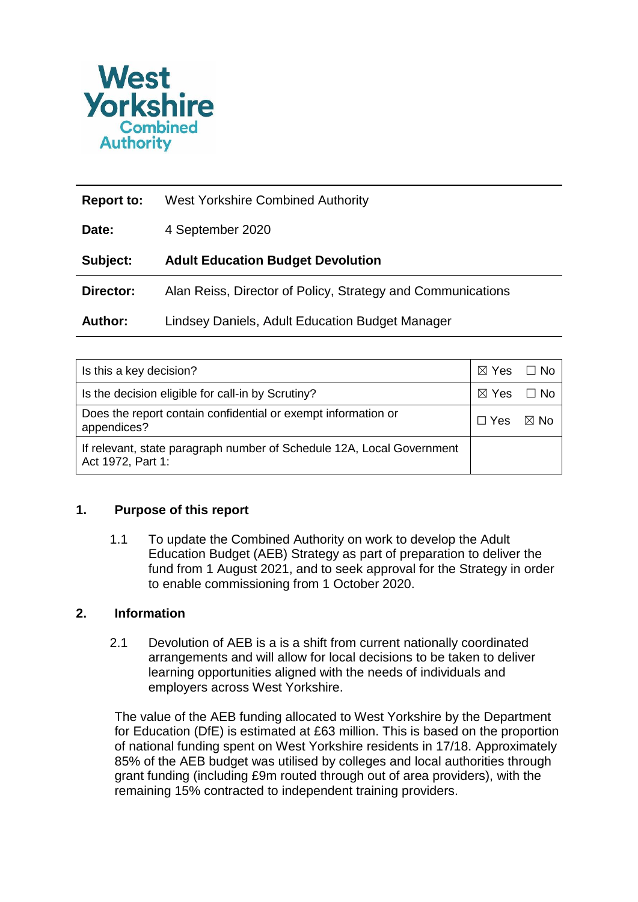West Yorkshire Combined Authority

| | |
|---|---|
| **Report to:** | West Yorkshire Combined Authority |
| **Date:** | 4 September 2020 |
| **Subject:** | **Adult Education Budget Devolution** |
| **Director:** | Alan Reiss, Director of Policy, Strategy and Communications |
| **Author:** | Lindsey Daniels, Adult Education Budget Manager |

| | |
|---|---|
| Is this a key decision? | ☒ Yes ☐ No |
| Is the decision eligible for call-in by Scrutiny? | ☒ Yes ☐ No |
| Does the report contain confidential or exempt information or appendices? | ☐ Yes ☒ No |
| If relevant, state paragraph number of Schedule 12A, Local Government Act 1972, Part 1: | |

## 1. Purpose of this report

1.1 To update the Combined Authority on work to develop the Adult Education Budget (AEB) Strategy as part of preparation to deliver the fund from 1 August 2021, and to seek approval for the Strategy in order to enable commissioning from 1 October 2020.

## 2. Information

2.1 Devolution of AEB is a is a shift from current nationally coordinated arrangements and will allow for local decisions to be taken to deliver learning opportunities aligned with the needs of individuals and employers across West Yorkshire.

The value of the AEB funding allocated to West Yorkshire by the Department for Education (DfE) is estimated at £63 million. This is based on the proportion of national funding spent on West Yorkshire residents in 17/18. Approximately 85% of the AEB budget was utilised by colleges and local authorities through grant funding (including £9m routed through out of area providers), with the remaining 15% contracted to independent training providers.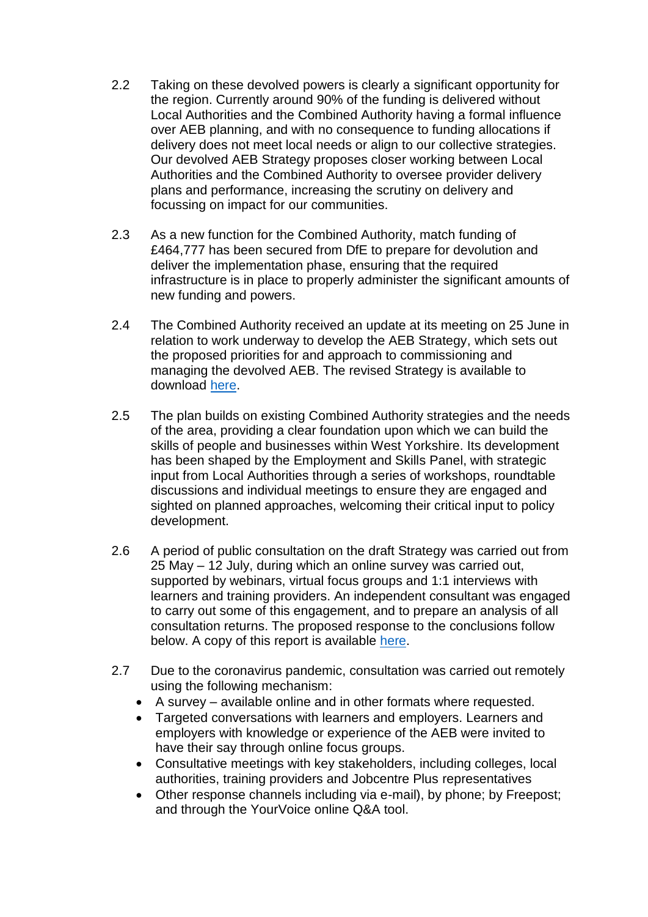2.2 Taking on these devolved powers is clearly a significant opportunity for the region. Currently around 90% of the funding is delivered without Local Authorities and the Combined Authority having a formal influence over AEB planning, and with no consequence to funding allocations if delivery does not meet local needs or align to our collective strategies. Our devolved AEB Strategy proposes closer working between Local Authorities and the Combined Authority to oversee provider delivery plans and performance, increasing the scrutiny on delivery and focussing on impact for our communities.

2.3 As a new function for the Combined Authority, match funding of £464,777 has been secured from DfE to prepare for devolution and deliver the implementation phase, ensuring that the required infrastructure is in place to properly administer the significant amounts of new funding and powers.

2.4 The Combined Authority received an update at its meeting on 25 June in relation to work underway to develop the AEB Strategy, which sets out the proposed priorities for and approach to commissioning and managing the devolved AEB. The revised Strategy is available to download here.

2.5 The plan builds on existing Combined Authority strategies and the needs of the area, providing a clear foundation upon which we can build the skills of people and businesses within West Yorkshire. Its development has been shaped by the Employment and Skills Panel, with strategic input from Local Authorities through a series of workshops, roundtable discussions and individual meetings to ensure they are engaged and sighted on planned approaches, welcoming their critical input to policy development.

2.6 A period of public consultation on the draft Strategy was carried out from 25 May – 12 July, during which an online survey was carried out, supported by webinars, virtual focus groups and 1:1 interviews with learners and training providers. An independent consultant was engaged to carry out some of this engagement, and to prepare an analysis of all consultation returns. The proposed response to the conclusions follow below. A copy of this report is available here.

2.7 Due to the coronavirus pandemic, consultation was carried out remotely using the following mechanism:

- A survey – available online and in other formats where requested.
- Targeted conversations with learners and employers. Learners and employers with knowledge or experience of the AEB were invited to have their say through online focus groups.
- Consultative meetings with key stakeholders, including colleges, local authorities, training providers and Jobcentre Plus representatives
- Other response channels including via e-mail), by phone; by Freepost; and through the YourVoice online Q&A tool.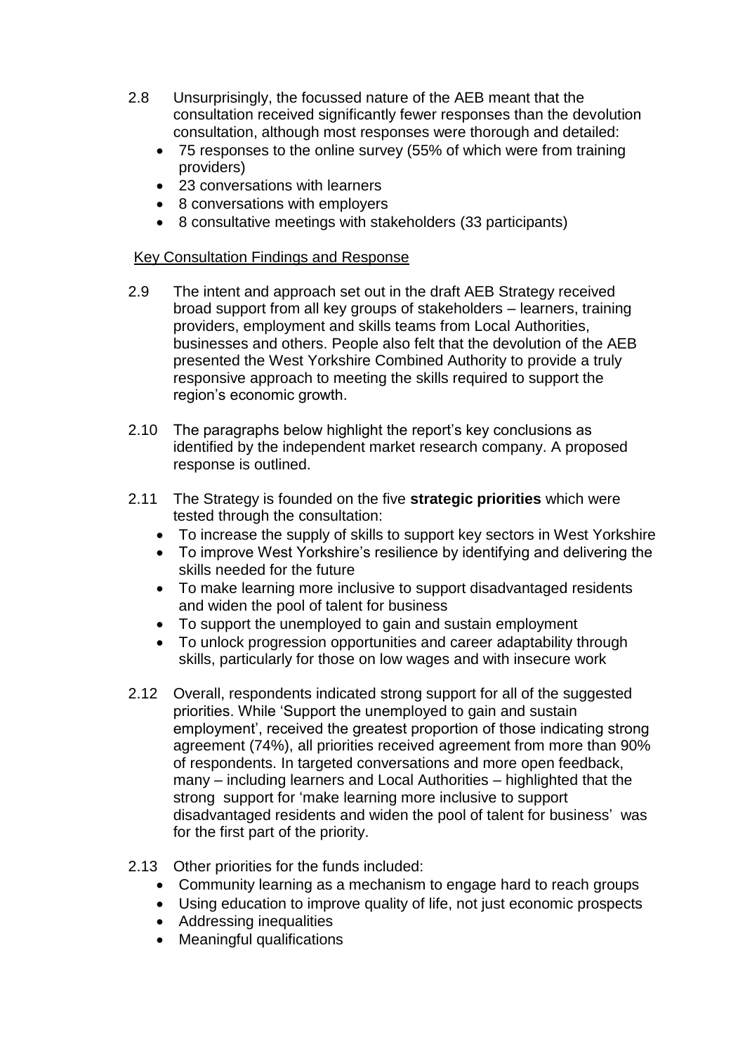2.8 Unsurprisingly, the focussed nature of the AEB meant that the consultation received significantly fewer responses than the devolution consultation, although most responses were thorough and detailed:

- 75 responses to the online survey (55% of which were from training providers)
- 23 conversations with learners
- 8 conversations with employers
- 8 consultative meetings with stakeholders (33 participants)

Key Consultation Findings and Response

2.9 The intent and approach set out in the draft AEB Strategy received broad support from all key groups of stakeholders – learners, training providers, employment and skills teams from Local Authorities, businesses and others. People also felt that the devolution of the AEB presented the West Yorkshire Combined Authority to provide a truly responsive approach to meeting the skills required to support the region's economic growth.

2.10 The paragraphs below highlight the report's key conclusions as identified by the independent market research company. A proposed response is outlined.

2.11 The Strategy is founded on the five **strategic priorities** which were tested through the consultation:

- To increase the supply of skills to support key sectors in West Yorkshire
- To improve West Yorkshire's resilience by identifying and delivering the skills needed for the future
- To make learning more inclusive to support disadvantaged residents and widen the pool of talent for business
- To support the unemployed to gain and sustain employment
- To unlock progression opportunities and career adaptability through skills, particularly for those on low wages and with insecure work

2.12 Overall, respondents indicated strong support for all of the suggested priorities. While 'Support the unemployed to gain and sustain employment', received the greatest proportion of those indicating strong agreement (74%), all priorities received agreement from more than 90% of respondents. In targeted conversations and more open feedback, many – including learners and Local Authorities – highlighted that the strong support for 'make learning more inclusive to support disadvantaged residents and widen the pool of talent for business' was for the first part of the priority.

2.13 Other priorities for the funds included:

- Community learning as a mechanism to engage hard to reach groups
- Using education to improve quality of life, not just economic prospects
- Addressing inequalities
- Meaningful qualifications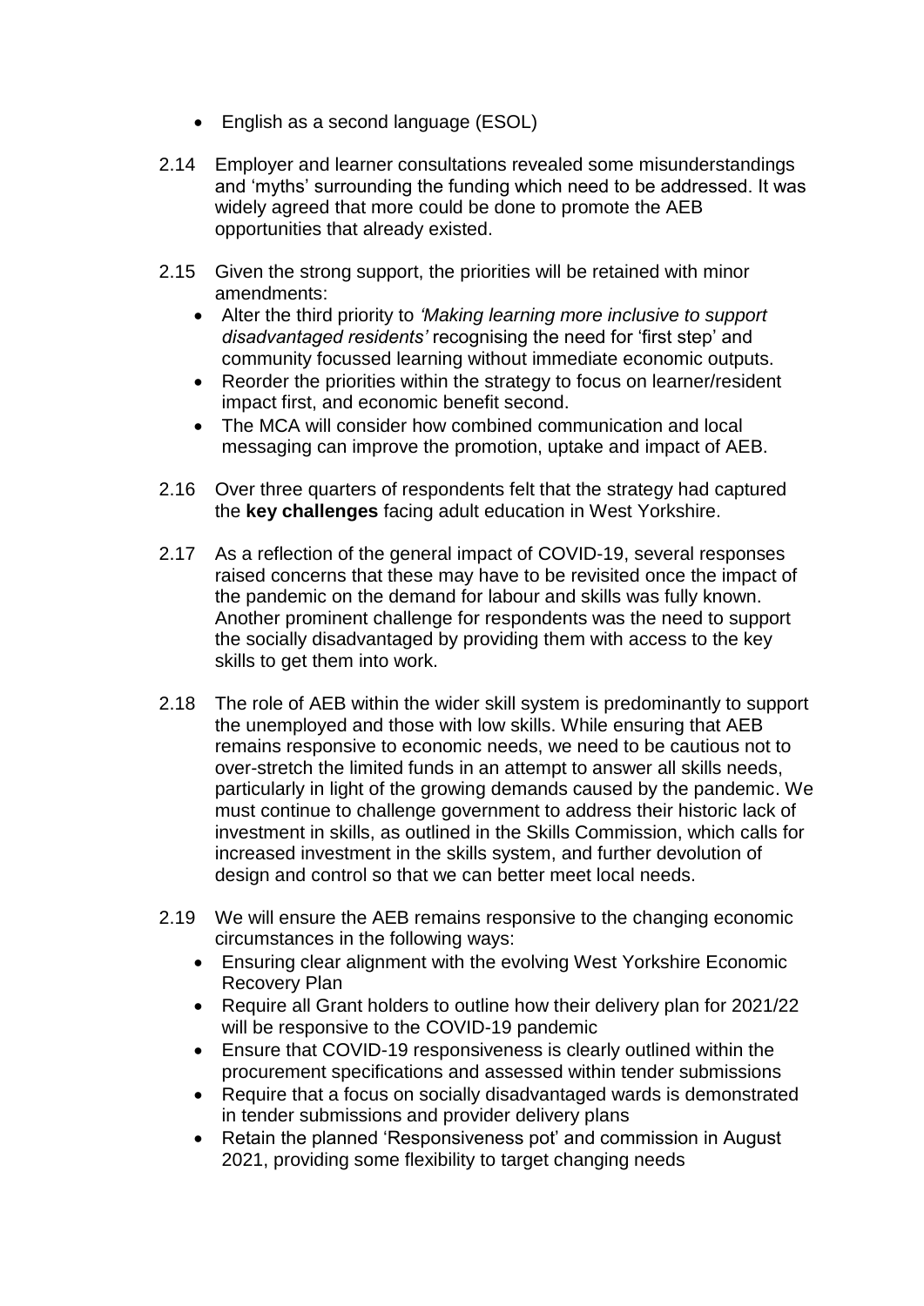- English as a second language (ESOL)

2.14 Employer and learner consultations revealed some misunderstandings and 'myths' surrounding the funding which need to be addressed. It was widely agreed that more could be done to promote the AEB opportunities that already existed.

2.15 Given the strong support, the priorities will be retained with minor amendments:
- Alter the third priority to *'Making learning more inclusive to support disadvantaged residents'* recognising the need for 'first step' and community focussed learning without immediate economic outputs.
- Reorder the priorities within the strategy to focus on learner/resident impact first, and economic benefit second.
- The MCA will consider how combined communication and local messaging can improve the promotion, uptake and impact of AEB.

2.16 Over three quarters of respondents felt that the strategy had captured the **key challenges** facing adult education in West Yorkshire.

2.17 As a reflection of the general impact of COVID-19, several responses raised concerns that these may have to be revisited once the impact of the pandemic on the demand for labour and skills was fully known. Another prominent challenge for respondents was the need to support the socially disadvantaged by providing them with access to the key skills to get them into work.

2.18 The role of AEB within the wider skill system is predominantly to support the unemployed and those with low skills. While ensuring that AEB remains responsive to economic needs, we need to be cautious not to over-stretch the limited funds in an attempt to answer all skills needs, particularly in light of the growing demands caused by the pandemic. We must continue to challenge government to address their historic lack of investment in skills, as outlined in the Skills Commission, which calls for increased investment in the skills system, and further devolution of design and control so that we can better meet local needs.

2.19 We will ensure the AEB remains responsive to the changing economic circumstances in the following ways:
- Ensuring clear alignment with the evolving West Yorkshire Economic Recovery Plan
- Require all Grant holders to outline how their delivery plan for 2021/22 will be responsive to the COVID-19 pandemic
- Ensure that COVID-19 responsiveness is clearly outlined within the procurement specifications and assessed within tender submissions
- Require that a focus on socially disadvantaged wards is demonstrated in tender submissions and provider delivery plans
- Retain the planned 'Responsiveness pot' and commission in August 2021, providing some flexibility to target changing needs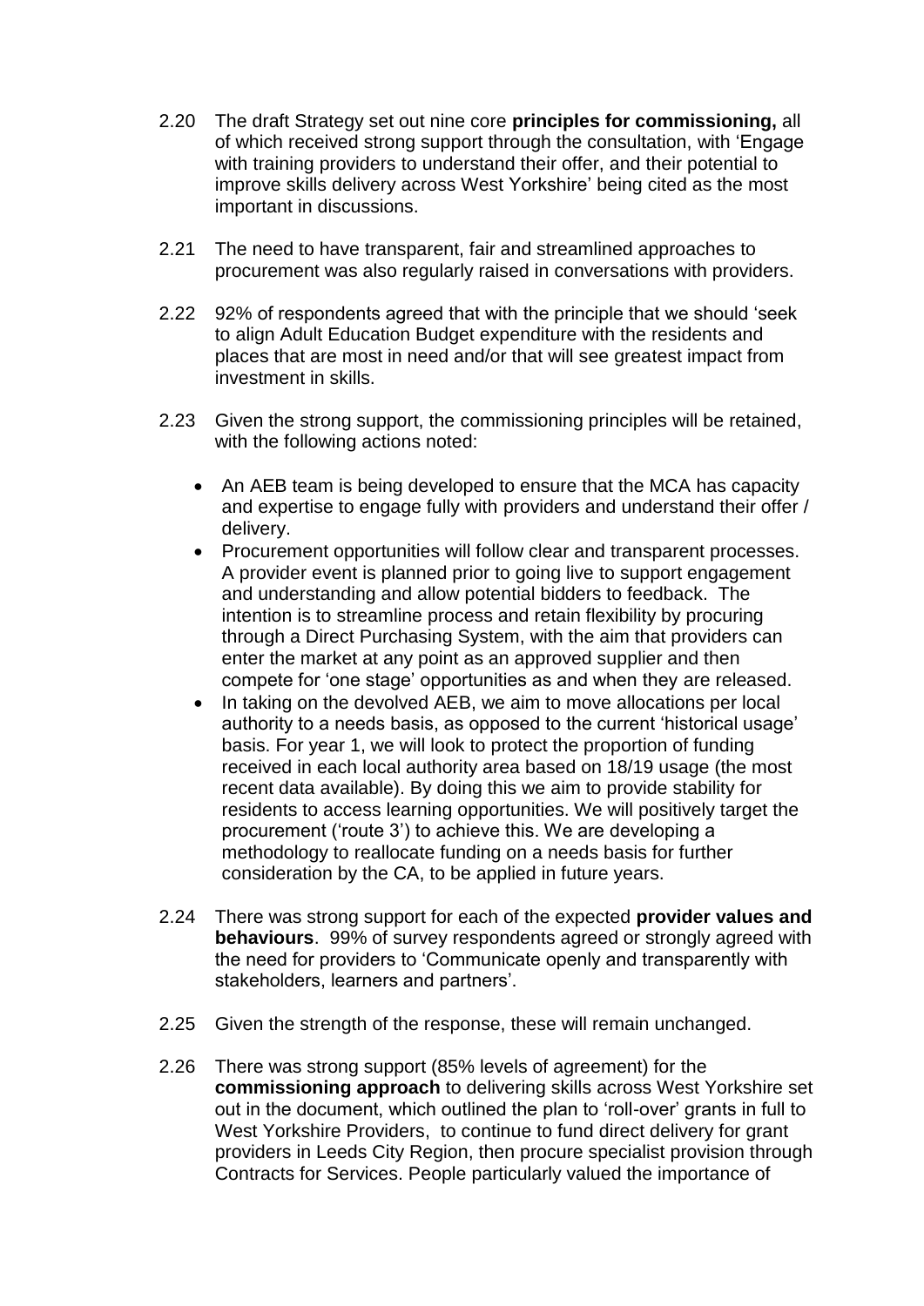2.20 The draft Strategy set out nine core **principles for commissioning,** all of which received strong support through the consultation, with 'Engage with training providers to understand their offer, and their potential to improve skills delivery across West Yorkshire' being cited as the most important in discussions.

2.21 The need to have transparent, fair and streamlined approaches to procurement was also regularly raised in conversations with providers.

2.22 92% of respondents agreed that with the principle that we should 'seek to align Adult Education Budget expenditure with the residents and places that are most in need and/or that will see greatest impact from investment in skills.

2.23 Given the strong support, the commissioning principles will be retained, with the following actions noted:

- An AEB team is being developed to ensure that the MCA has capacity and expertise to engage fully with providers and understand their offer / delivery.
- Procurement opportunities will follow clear and transparent processes. A provider event is planned prior to going live to support engagement and understanding and allow potential bidders to feedback. The intention is to streamline process and retain flexibility by procuring through a Direct Purchasing System, with the aim that providers can enter the market at any point as an approved supplier and then compete for 'one stage' opportunities as and when they are released.
- In taking on the devolved AEB, we aim to move allocations per local authority to a needs basis, as opposed to the current 'historical usage' basis. For year 1, we will look to protect the proportion of funding received in each local authority area based on 18/19 usage (the most recent data available). By doing this we aim to provide stability for residents to access learning opportunities. We will positively target the procurement ('route 3') to achieve this. We are developing a methodology to reallocate funding on a needs basis for further consideration by the CA, to be applied in future years.

2.24 There was strong support for each of the expected **provider values and behaviours**. 99% of survey respondents agreed or strongly agreed with the need for providers to 'Communicate openly and transparently with stakeholders, learners and partners'.

2.25 Given the strength of the response, these will remain unchanged.

2.26 There was strong support (85% levels of agreement) for the **commissioning approach** to delivering skills across West Yorkshire set out in the document, which outlined the plan to 'roll-over' grants in full to West Yorkshire Providers, to continue to fund direct delivery for grant providers in Leeds City Region, then procure specialist provision through Contracts for Services. People particularly valued the importance of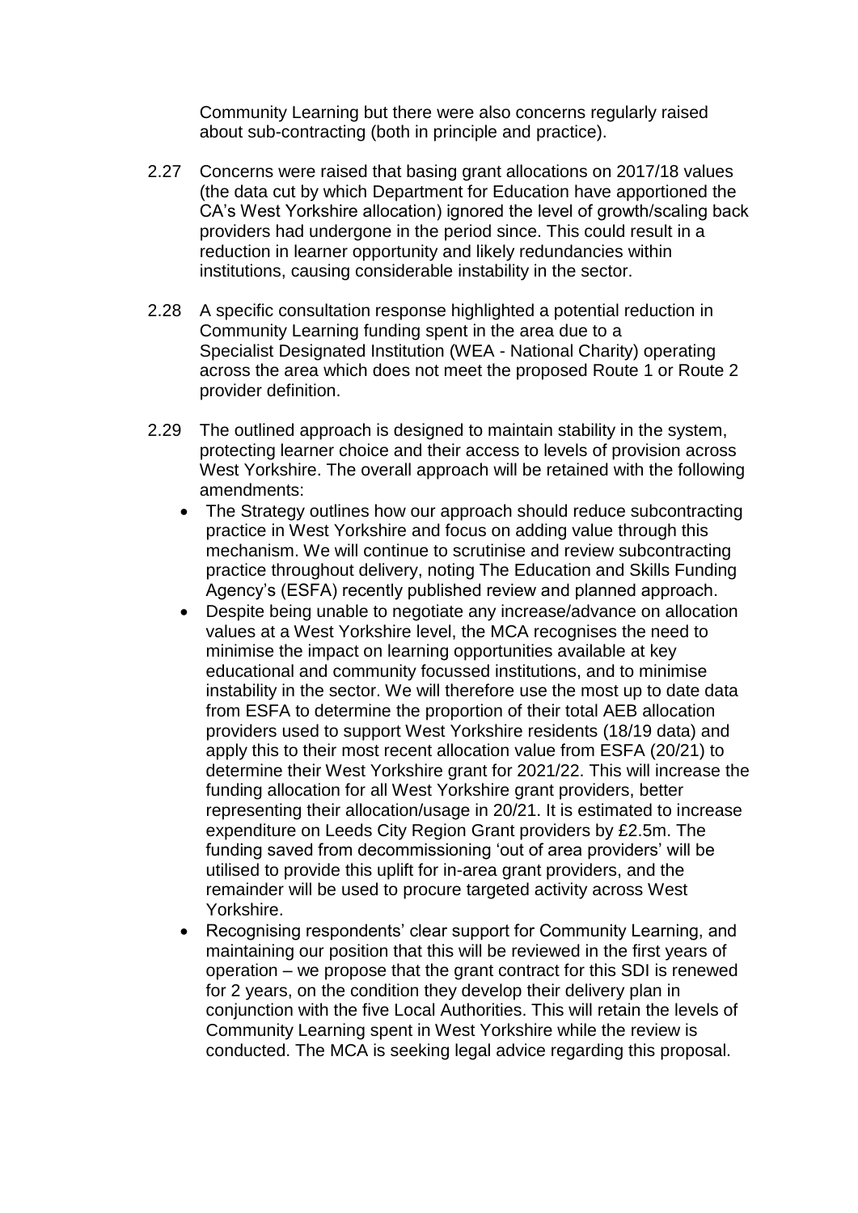Community Learning but there were also concerns regularly raised about sub-contracting (both in principle and practice).

2.27 Concerns were raised that basing grant allocations on 2017/18 values (the data cut by which Department for Education have apportioned the CA's West Yorkshire allocation) ignored the level of growth/scaling back providers had undergone in the period since. This could result in a reduction in learner opportunity and likely redundancies within institutions, causing considerable instability in the sector.

2.28 A specific consultation response highlighted a potential reduction in Community Learning funding spent in the area due to a Specialist Designated Institution (WEA - National Charity) operating across the area which does not meet the proposed Route 1 or Route 2 provider definition.

2.29 The outlined approach is designed to maintain stability in the system, protecting learner choice and their access to levels of provision across West Yorkshire. The overall approach will be retained with the following amendments:

- The Strategy outlines how our approach should reduce subcontracting practice in West Yorkshire and focus on adding value through this mechanism. We will continue to scrutinise and review subcontracting practice throughout delivery, noting The Education and Skills Funding Agency's (ESFA) recently published review and planned approach.
- Despite being unable to negotiate any increase/advance on allocation values at a West Yorkshire level, the MCA recognises the need to minimise the impact on learning opportunities available at key educational and community focussed institutions, and to minimise instability in the sector. We will therefore use the most up to date data from ESFA to determine the proportion of their total AEB allocation providers used to support West Yorkshire residents (18/19 data) and apply this to their most recent allocation value from ESFA (20/21) to determine their West Yorkshire grant for 2021/22. This will increase the funding allocation for all West Yorkshire grant providers, better representing their allocation/usage in 20/21. It is estimated to increase expenditure on Leeds City Region Grant providers by £2.5m. The funding saved from decommissioning 'out of area providers' will be utilised to provide this uplift for in-area grant providers, and the remainder will be used to procure targeted activity across West Yorkshire.
- Recognising respondents' clear support for Community Learning, and maintaining our position that this will be reviewed in the first years of operation – we propose that the grant contract for this SDI is renewed for 2 years, on the condition they develop their delivery plan in conjunction with the five Local Authorities. This will retain the levels of Community Learning spent in West Yorkshire while the review is conducted. The MCA is seeking legal advice regarding this proposal.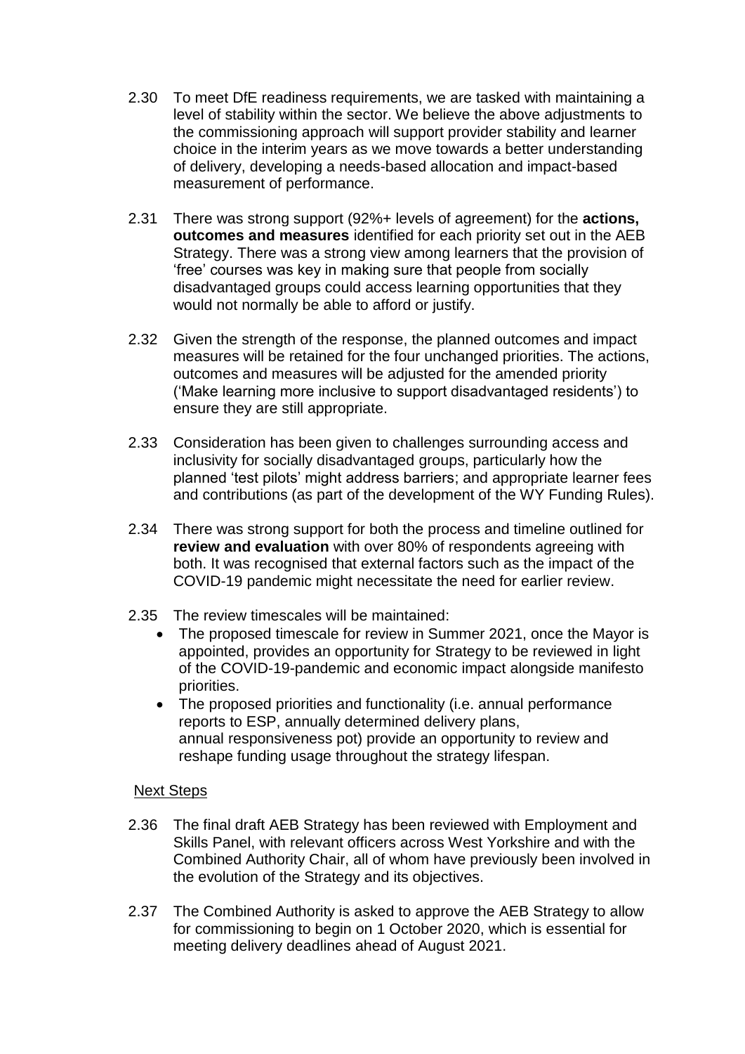2.30 To meet DfE readiness requirements, we are tasked with maintaining a level of stability within the sector. We believe the above adjustments to the commissioning approach will support provider stability and learner choice in the interim years as we move towards a better understanding of delivery, developing a needs-based allocation and impact-based measurement of performance.

2.31 There was strong support (92%+ levels of agreement) for the **actions, outcomes and measures** identified for each priority set out in the AEB Strategy. There was a strong view among learners that the provision of 'free' courses was key in making sure that people from socially disadvantaged groups could access learning opportunities that they would not normally be able to afford or justify.

2.32 Given the strength of the response, the planned outcomes and impact measures will be retained for the four unchanged priorities. The actions, outcomes and measures will be adjusted for the amended priority ('Make learning more inclusive to support disadvantaged residents') to ensure they are still appropriate.

2.33 Consideration has been given to challenges surrounding access and inclusivity for socially disadvantaged groups, particularly how the planned 'test pilots' might address barriers; and appropriate learner fees and contributions (as part of the development of the WY Funding Rules).

2.34 There was strong support for both the process and timeline outlined for **review and evaluation** with over 80% of respondents agreeing with both. It was recognised that external factors such as the impact of the COVID-19 pandemic might necessitate the need for earlier review.

2.35 The review timescales will be maintained:

- The proposed timescale for review in Summer 2021, once the Mayor is appointed, provides an opportunity for Strategy to be reviewed in light of the COVID-19-pandemic and economic impact alongside manifesto priorities.
- The proposed priorities and functionality (i.e. annual performance reports to ESP, annually determined delivery plans, annual responsiveness pot) provide an opportunity to review and reshape funding usage throughout the strategy lifespan.

## Next Steps

2.36 The final draft AEB Strategy has been reviewed with Employment and Skills Panel, with relevant officers across West Yorkshire and with the Combined Authority Chair, all of whom have previously been involved in the evolution of the Strategy and its objectives.

2.37 The Combined Authority is asked to approve the AEB Strategy to allow for commissioning to begin on 1 October 2020, which is essential for meeting delivery deadlines ahead of August 2021.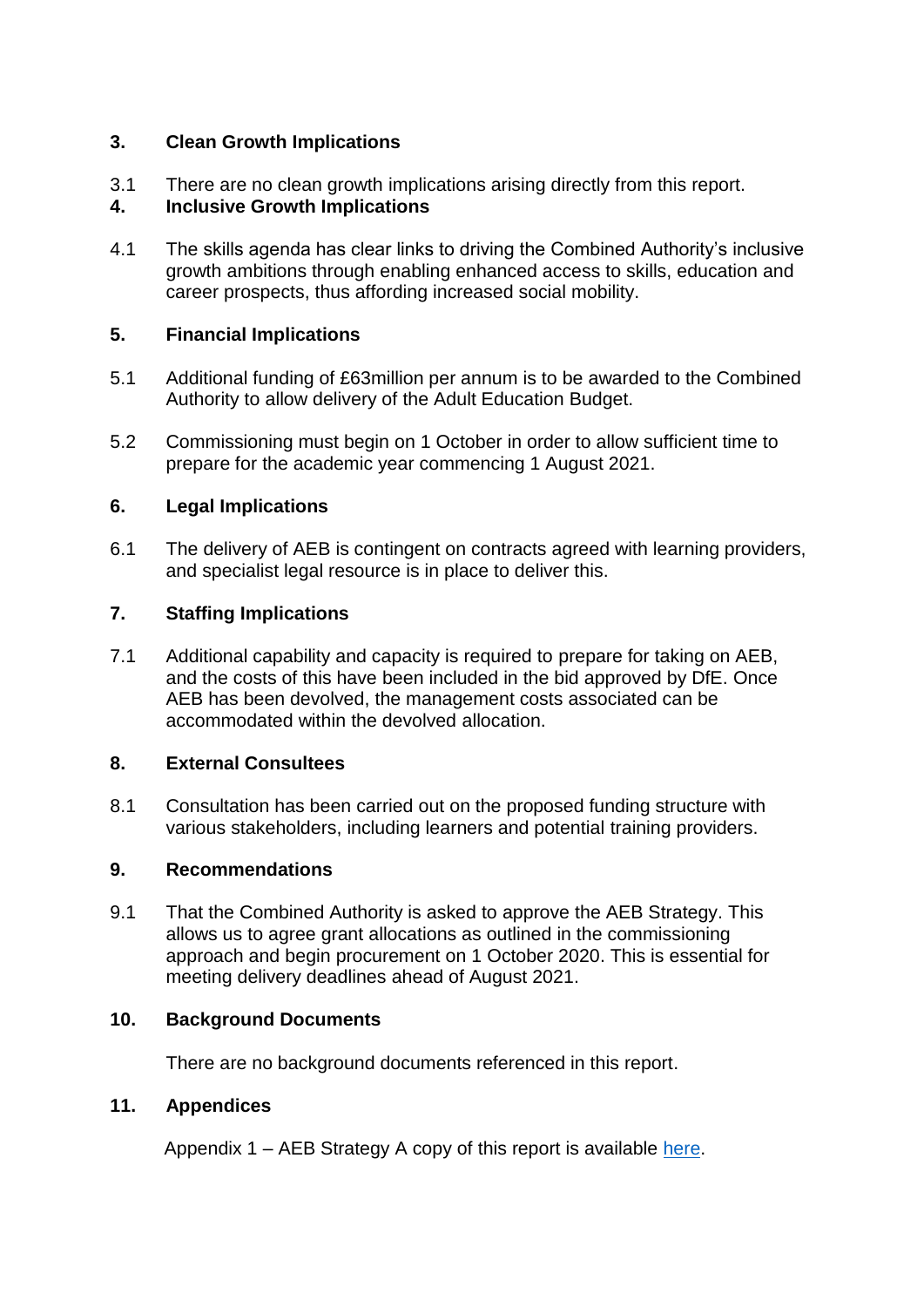## 3. Clean Growth Implications

3.1 There are no clean growth implications arising directly from this report.

## 4. Inclusive Growth Implications

4.1 The skills agenda has clear links to driving the Combined Authority's inclusive growth ambitions through enabling enhanced access to skills, education and career prospects, thus affording increased social mobility.

## 5. Financial Implications

5.1 Additional funding of £63million per annum is to be awarded to the Combined Authority to allow delivery of the Adult Education Budget.

5.2 Commissioning must begin on 1 October in order to allow sufficient time to prepare for the academic year commencing 1 August 2021.

## 6. Legal Implications

6.1 The delivery of AEB is contingent on contracts agreed with learning providers, and specialist legal resource is in place to deliver this.

## 7. Staffing Implications

7.1 Additional capability and capacity is required to prepare for taking on AEB, and the costs of this have been included in the bid approved by DfE. Once AEB has been devolved, the management costs associated can be accommodated within the devolved allocation.

## 8. External Consultees

8.1 Consultation has been carried out on the proposed funding structure with various stakeholders, including learners and potential training providers.

## 9. Recommendations

9.1 That the Combined Authority is asked to approve the AEB Strategy. This allows us to agree grant allocations as outlined in the commissioning approach and begin procurement on 1 October 2020. This is essential for meeting delivery deadlines ahead of August 2021.

## 10. Background Documents

There are no background documents referenced in this report.

## 11. Appendices

Appendix 1 – AEB Strategy A copy of this report is available here.